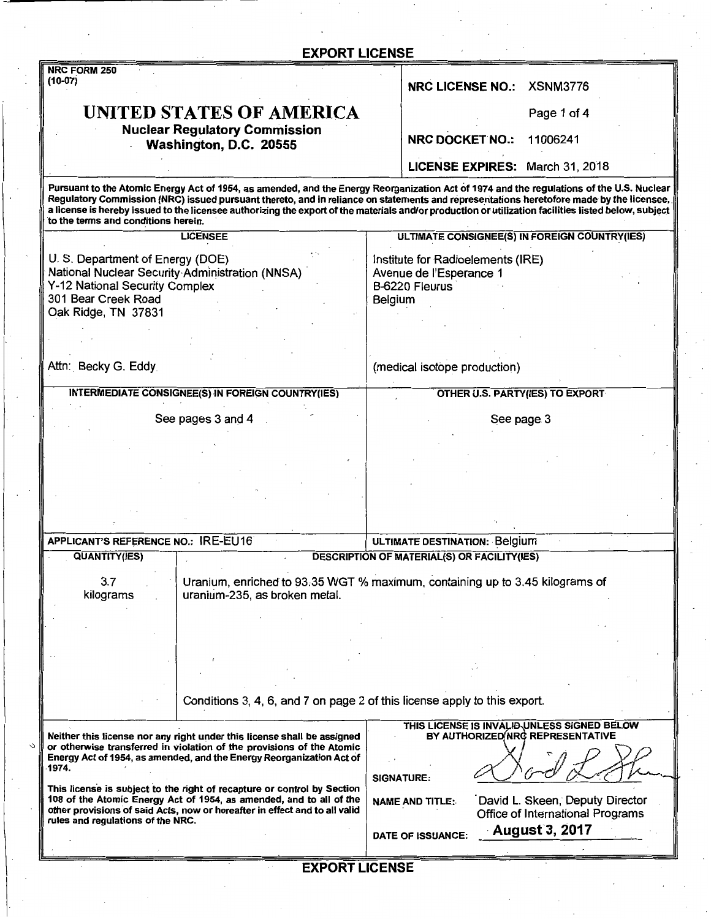# EXPORT LICENSE

NRC FORM 250
(10-07)

## UNITED STATES OF AMERICA

**Nuclear Regulatory Commission**
**Washington, D.C. 20555**

**NRC LICENSE NO.:** XSNM3776

**NRC DOCKET NO.:** 11006241

**LICENSE EXPIRES:** March 31, 2018

**Pursuant to the Atomic Energy Act of 1954, as amended, and the Energy Reorganization Act of 1974 and the regulations of the U.S. Nuclear Regulatory Commission (NRC) issued pursuant thereto, and in reliance on statements and representations heretofore made by the licensee, a license is hereby issued to the licensee authorizing the export of the materials and/or production or utilization facilities listed below, subject to the terms and conditions herein.**

| LICENSEE | ULTIMATE CONSIGNEE(S) IN FOREIGN COUNTRY(IES) |
|---|---|
| U. S. Department of Energy (DOE)<br>National Nuclear Security Administration (NNSA)<br>Y-12 National Security Complex<br>301 Bear Creek Road<br>Oak Ridge, TN 37831<br><br>Attn: Becky G. Eddy | Institute for Radioelements (IRE)<br>Avenue de l'Esperance 1<br>B-6220 Fleurus<br>Belgium<br><br>(medical isotope production) |

| INTERMEDIATE CONSIGNEE(S) IN FOREIGN COUNTRY(IES) | OTHER U.S. PARTY(IES) TO EXPORT |
|---|---|
| See pages 3 and 4 | See page 3 |

**APPLICANT'S REFERENCE NO.:** IRE-EU16

**ULTIMATE DESTINATION:** Belgium

| QUANTITY(IES) | DESCRIPTION OF MATERIAL(S) OR FACILITY(IES) |
|---|---|
| 3.7 kilograms | Uranium, enriched to 93.35 WGT % maximum, containing up to 3.45 kilograms of uranium-235, as broken metal.<br><br>Conditions 3, 4, 6, and 7 on page 2 of this license apply to this export. |

**Neither this license nor any right under this license shall be assigned or otherwise transferred in violation of the provisions of the Atomic Energy Act of 1954, as amended, and the Energy Reorganization Act of 1974.**

**This license is subject to the right of recapture or control by Section 108 of the Atomic Energy Act of 1954, as amended, and to all of the other provisions of said Acts, now or hereafter in effect and to all valid rules and regulations of the NRC.**

**THIS LICENSE IS INVALID UNLESS SIGNED BELOW BY AUTHORIZED NRC REPRESENTATIVE**

**SIGNATURE:** [signature]

**NAME AND TITLE:** David L. Skeen, Deputy Director, Office of International Programs

**DATE OF ISSUANCE:** **August 3, 2017**

# EXPORT LICENSE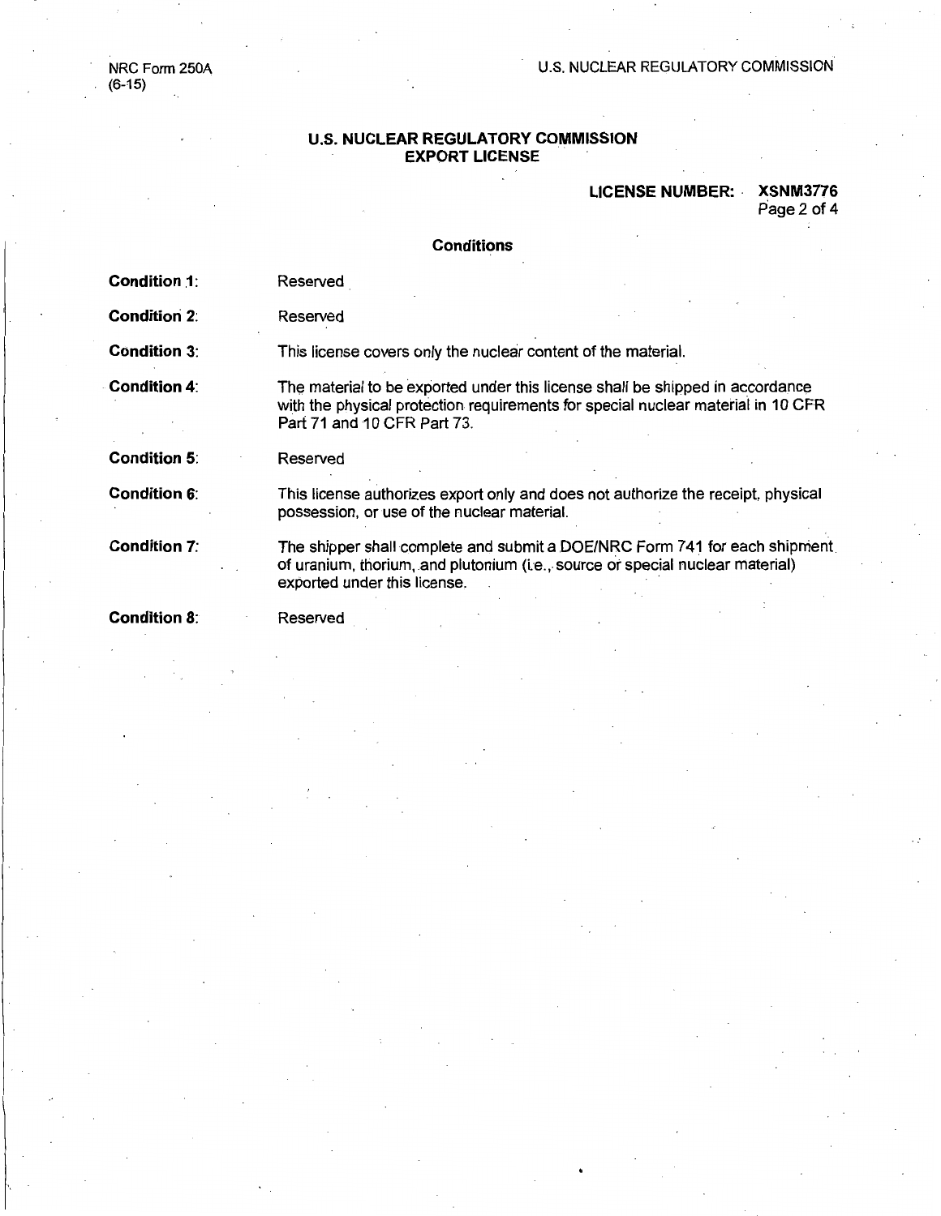# U.S. NUCLEAR REGULATORY COMMISSION EXPORT LICENSE

**LICENSE NUMBER: XSNM3776**

## Conditions

| | |
|---|---|
| **Condition 1:** | Reserved |
| **Condition 2:** | Reserved |
| **Condition 3:** | This license covers only the nuclear content of the material. |
| **Condition 4:** | The material to be exported under this license shall be shipped in accordance with the physical protection requirements for special nuclear material in 10 CFR Part 71 and 10 CFR Part 73. |
| **Condition 5:** | Reserved |
| **Condition 6:** | This license authorizes export only and does not authorize the receipt, physical possession, or use of the nuclear material. |
| **Condition 7:** | The shipper shall complete and submit a DOE/NRC Form 741 for each shipment of uranium, thorium, and plutonium (i.e., source or special nuclear material) exported under this license. |
| **Condition 8:** | Reserved |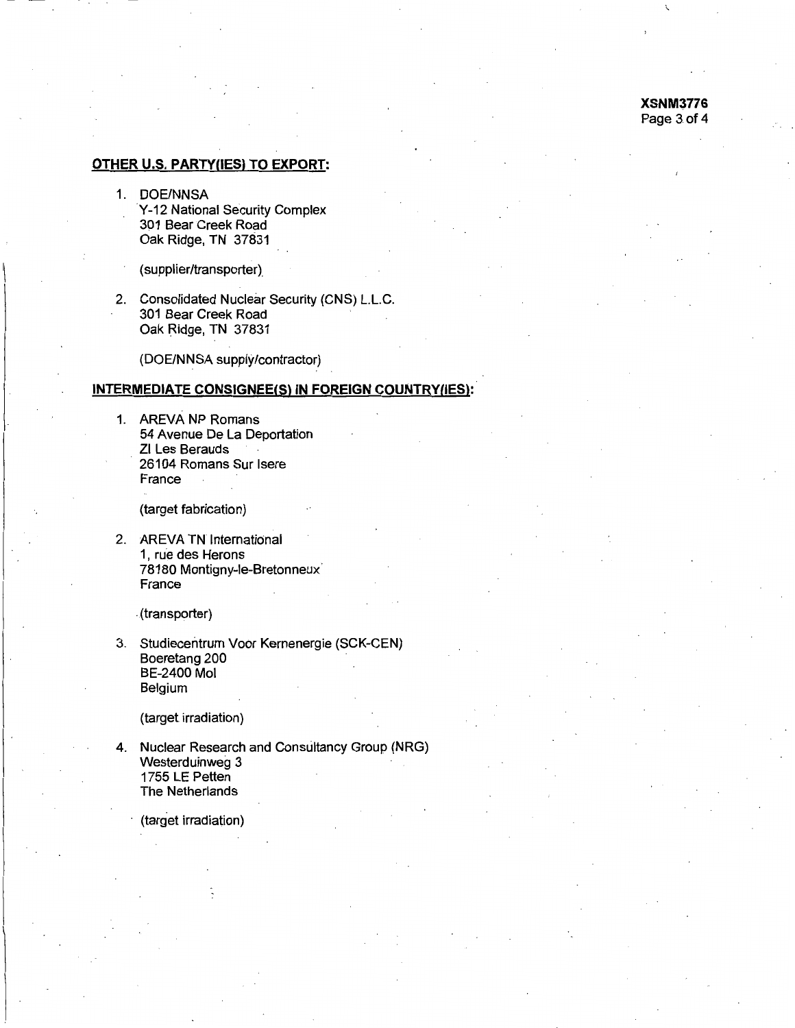## OTHER U.S. PARTY(IES) TO EXPORT:

1. DOE/NNSA
   Y-12 National Security Complex
   301 Bear Creek Road
   Oak Ridge, TN 37831

   (supplier/transporter)

2. Consolidated Nuclear Security (CNS) L.L.C.
   301 Bear Creek Road
   Oak Ridge, TN 37831

   (DOE/NNSA supply/contractor)

## INTERMEDIATE CONSIGNEE(S) IN FOREIGN COUNTRY(IES):

1. AREVA NP Romans
   54 Avenue De La Deportation
   ZI Les Berauds
   26104 Romans Sur Isere
   France

   (target fabrication)

2. AREVA TN International
   1, rue des Herons
   78180 Montigny-le-Bretonneux
   France

   (transporter)

3. Studiecentrum Voor Kernenergie (SCK-CEN)
   Boeretang 200
   BE-2400 Mol
   Belgium

   (target irradiation)

4. Nuclear Research and Consultancy Group (NRG)
   Westerduinweg 3
   1755 LE Petten
   The Netherlands

   (target irradiation)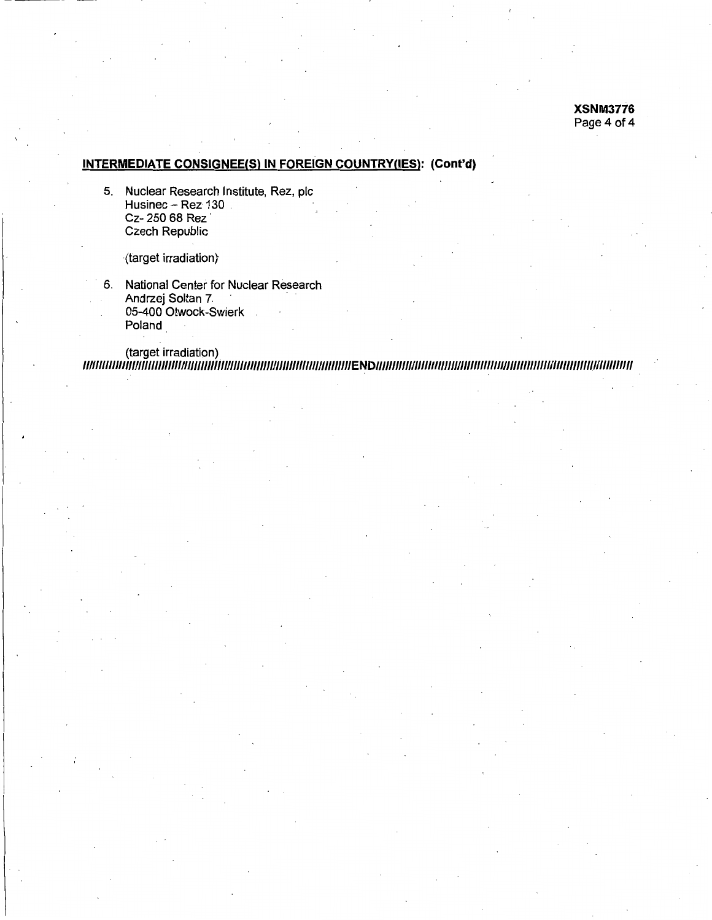## INTERMEDIATE CONSIGNEE(S) IN FOREIGN COUNTRY(IES): (Cont'd)

5. Nuclear Research Institute, Rez, plc
   Husinec – Rez 130
   Cz- 250 68 Rez
   Czech Republic

   (target irradiation)

6. National Center for Nuclear Research
   Andrzej Soltan 7
   05-400 Otwock-Swierk
   Poland

   (target irradiation)

**////////////////////////////////////////////////////////////////////END////////////////////////////////////////////////////////////////////**